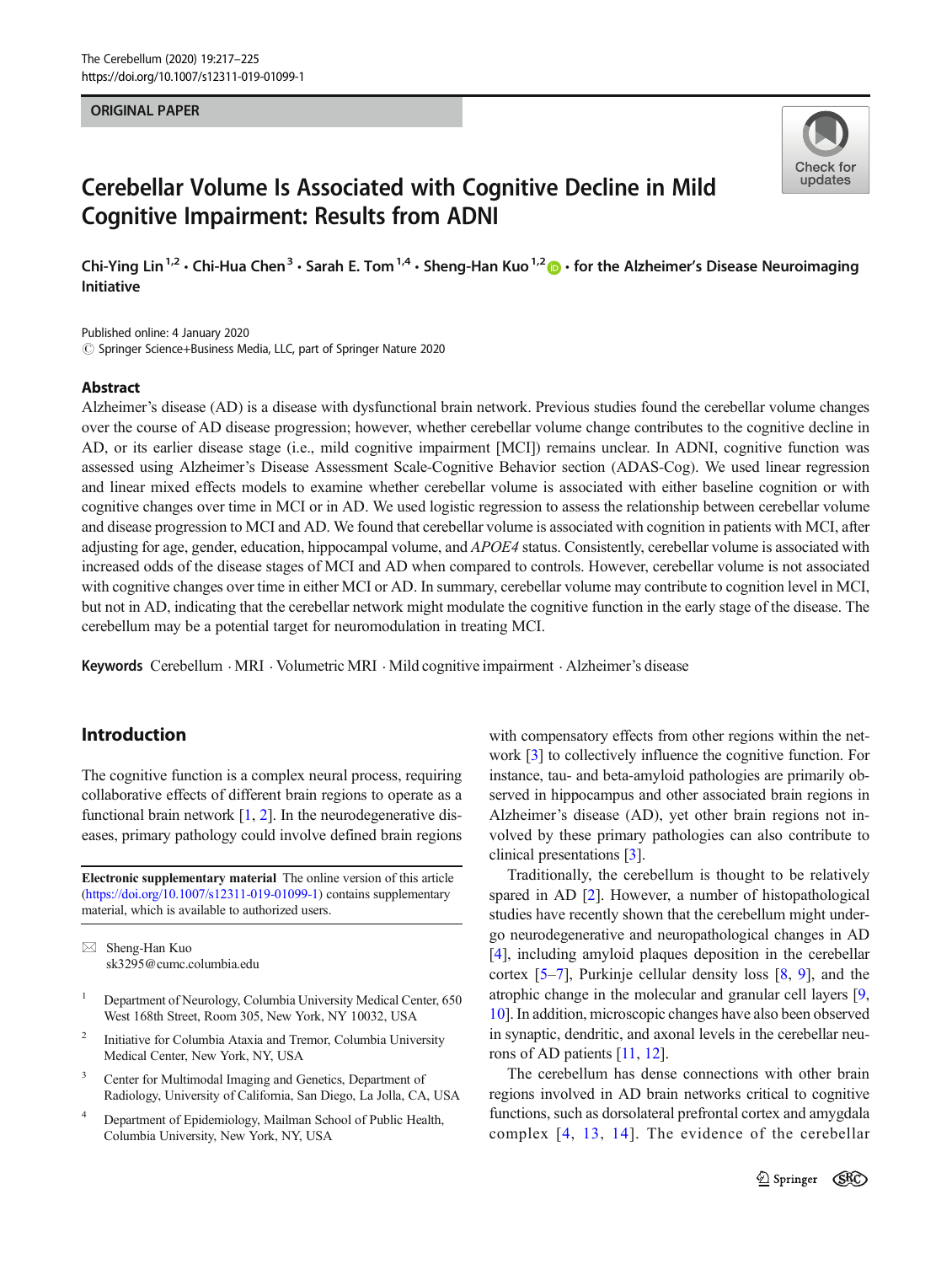ORIGINAL PAPER

# Cerebellar Volume Is Associated with Cognitive Decline in Mild Cognitive Impairment: Results from ADNI

Chi-Ying Lin[1,2] · Chi-Hua Chen[3] · Sarah E. Tom[1,4] · Sheng-Han Kuo[1,2] · for the Alzheimer's Disease Neuroimaging Initiative

Published online: 4 January 2020
© Springer Science+Business Media, LLC, part of Springer Nature 2020

## Abstract

Alzheimer's disease (AD) is a disease with dysfunctional brain network. Previous studies found the cerebellar volume changes over the course of AD disease progression; however, whether cerebellar volume change contributes to the cognitive decline in AD, or its earlier disease stage (i.e., mild cognitive impairment [MCI]) remains unclear. In ADNI, cognitive function was assessed using Alzheimer's Disease Assessment Scale-Cognitive Behavior section (ADAS-Cog). We used linear regression and linear mixed effects models to examine whether cerebellar volume is associated with either baseline cognition or with cognitive changes over time in MCI or in AD. We used logistic regression to assess the relationship between cerebellar volume and disease progression to MCI and AD. We found that cerebellar volume is associated with cognition in patients with MCI, after adjusting for age, gender, education, hippocampal volume, and *APOE4* status. Consistently, cerebellar volume is associated with increased odds of the disease stages of MCI and AD when compared to controls. However, cerebellar volume is not associated with cognitive changes over time in either MCI or AD. In summary, cerebellar volume may contribute to cognition level in MCI, but not in AD, indicating that the cerebellar network might modulate the cognitive function in the early stage of the disease. The cerebellum may be a potential target for neuromodulation in treating MCI.

**Keywords** Cerebellum · MRI · Volumetric MRI · Mild cognitive impairment · Alzheimer's disease

## Introduction

The cognitive function is a complex neural process, requiring collaborative effects of different brain regions to operate as a functional brain network [1, 2]. In the neurodegenerative diseases, primary pathology could involve defined brain regions with compensatory effects from other regions within the network [3] to collectively influence the cognitive function. For instance, tau- and beta-amyloid pathologies are primarily observed in hippocampus and other associated brain regions in Alzheimer's disease (AD), yet other brain regions not involved by these primary pathologies can also contribute to clinical presentations [3].

Traditionally, the cerebellum is thought to be relatively spared in AD [2]. However, a number of histopathological studies have recently shown that the cerebellum might undergo neurodegenerative and neuropathological changes in AD [4], including amyloid plaques deposition in the cerebellar cortex [5–7], Purkinje cellular density loss [8, 9], and the atrophic change in the molecular and granular cell layers [9, 10]. In addition, microscopic changes have also been observed in synaptic, dendritic, and axonal levels in the cerebellar neurons of AD patients [11, 12].

The cerebellum has dense connections with other brain regions involved in AD brain networks critical to cognitive functions, such as dorsolateral prefrontal cortex and amygdala complex [4, 13, 14]. The evidence of the cerebellar

**Electronic supplementary material** The online version of this article (https://doi.org/10.1007/s12311-019-01099-1) contains supplementary material, which is available to authorized users.

✉ Sheng-Han Kuo
sk3295@cumc.columbia.edu

1 Department of Neurology, Columbia University Medical Center, 650 West 168th Street, Room 305, New York, NY 10032, USA

2 Initiative for Columbia Ataxia and Tremor, Columbia University Medical Center, New York, NY, USA

3 Center for Multimodal Imaging and Genetics, Department of Radiology, University of California, San Diego, La Jolla, CA, USA

4 Department of Epidemiology, Mailman School of Public Health, Columbia University, New York, NY, USA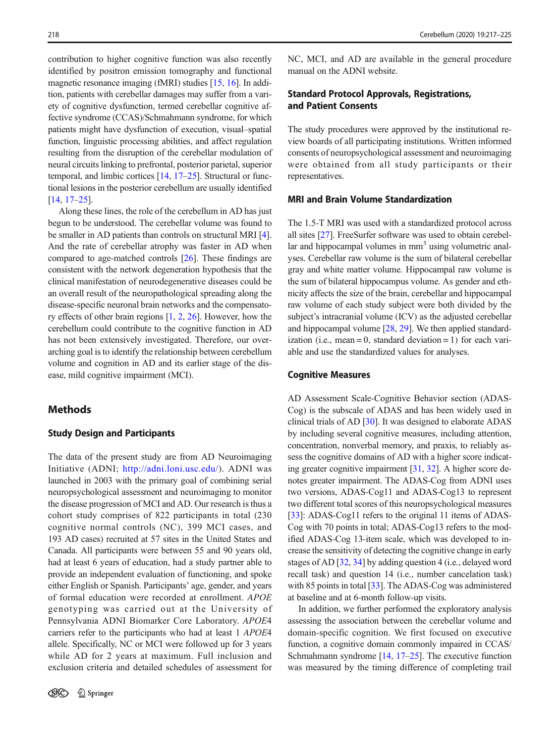contribution to higher cognitive function was also recently identified by positron emission tomography and functional magnetic resonance imaging (fMRI) studies [15, 16]. In addition, patients with cerebellar damages may suffer from a variety of cognitive dysfunction, termed cerebellar cognitive affective syndrome (CCAS)/Schmahmann syndrome, for which patients might have dysfunction of execution, visual–spatial function, linguistic processing abilities, and affect regulation resulting from the disruption of the cerebellar modulation of neural circuits linking to prefrontal, posterior parietal, superior temporal, and limbic cortices [14, 17–25]. Structural or functional lesions in the posterior cerebellum are usually identified [14, 17–25].

Along these lines, the role of the cerebellum in AD has just begun to be understood. The cerebellar volume was found to be smaller in AD patients than controls on structural MRI [4]. And the rate of cerebellar atrophy was faster in AD when compared to age-matched controls [26]. These findings are consistent with the network degeneration hypothesis that the clinical manifestation of neurodegenerative diseases could be an overall result of the neuropathological spreading along the disease-specific neuronal brain networks and the compensatory effects of other brain regions [1, 2, 26]. However, how the cerebellum could contribute to the cognitive function in AD has not been extensively investigated. Therefore, our overarching goal is to identify the relationship between cerebellum volume and cognition in AD and its earlier stage of the disease, mild cognitive impairment (MCI).

## Methods

### Study Design and Participants

The data of the present study are from AD Neuroimaging Initiative (ADNI; http://adni.loni.usc.edu/). ADNI was launched in 2003 with the primary goal of combining serial neuropsychological assessment and neuroimaging to monitor the disease progression of MCI and AD. Our research is thus a cohort study comprises of 822 participants in total (230 cognitive normal controls (NC), 399 MCI cases, and 193 AD cases) recruited at 57 sites in the United States and Canada. All participants were between 55 and 90 years old, had at least 6 years of education, had a study partner able to provide an independent evaluation of functioning, and spoke either English or Spanish. Participants' age, gender, and years of formal education were recorded at enrollment. *APOE* genotyping was carried out at the University of Pennsylvania ADNI Biomarker Core Laboratory. *APOE*4 carriers refer to the participants who had at least 1 *APOE*4 allele. Specifically, NC or MCI were followed up for 3 years while AD for 2 years at maximum. Full inclusion and exclusion criteria and detailed schedules of assessment for NC, MCI, and AD are available in the general procedure manual on the ADNI website.

### Standard Protocol Approvals, Registrations, and Patient Consents

The study procedures were approved by the institutional review boards of all participating institutions. Written informed consents of neuropsychological assessment and neuroimaging were obtained from all study participants or their representatives.

### MRI and Brain Volume Standardization

The 1.5-T MRI was used with a standardized protocol across all sites [27]. FreeSurfer software was used to obtain cerebellar and hippocampal volumes in mm$^3$ using volumetric analyses. Cerebellar raw volume is the sum of bilateral cerebellar gray and white matter volume. Hippocampal raw volume is the sum of bilateral hippocampus volume. As gender and ethnicity affects the size of the brain, cerebellar and hippocampal raw volume of each study subject were both divided by the subject's intracranial volume (ICV) as the adjusted cerebellar and hippocampal volume [28, 29]. We then applied standardization (i.e., mean = 0, standard deviation = 1) for each variable and use the standardized values for analyses.

### Cognitive Measures

AD Assessment Scale-Cognitive Behavior section (ADAS-Cog) is the subscale of ADAS and has been widely used in clinical trials of AD [30]. It was designed to elaborate ADAS by including several cognitive measures, including attention, concentration, nonverbal memory, and praxis, to reliably assess the cognitive domains of AD with a higher score indicating greater cognitive impairment [31, 32]. A higher score denotes greater impairment. The ADAS-Cog from ADNI uses two versions, ADAS-Cog11 and ADAS-Cog13 to represent two different total scores of this neuropsychological measures [33]: ADAS-Cog11 refers to the original 11 items of ADAS-Cog with 70 points in total; ADAS-Cog13 refers to the modified ADAS-Cog 13-item scale, which was developed to increase the sensitivity of detecting the cognitive change in early stages of AD [32, 34] by adding question 4 (i.e., delayed word recall task) and question 14 (i.e., number cancelation task) with 85 points in total [33]. The ADAS-Cog was administered at baseline and at 6-month follow-up visits.

In addition, we further performed the exploratory analysis assessing the association between the cerebellar volume and domain-specific cognition. We first focused on executive function, a cognitive domain commonly impaired in CCAS/Schmahmann syndrome [14, 17–25]. The executive function was measured by the timing difference of completing trail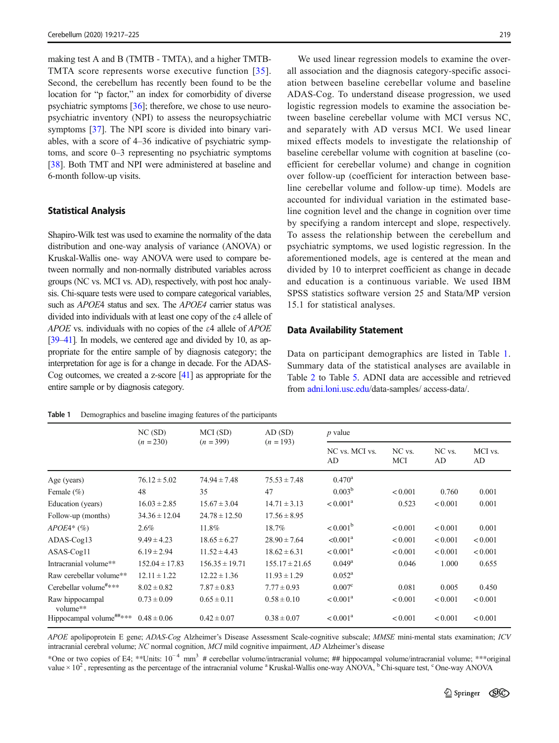making test A and B (TMTB - TMTA), and a higher TMTB-TMTA score represents worse executive function [35]. Second, the cerebellum has recently been found to be the location for "p factor," an index for comorbidity of diverse psychiatric symptoms [36]; therefore, we chose to use neuropsychiatric inventory (NPI) to assess the neuropsychiatric symptoms [37]. The NPI score is divided into binary variables, with a score of 4–36 indicative of psychiatric symptoms, and score 0–3 representing no psychiatric symptoms [38]. Both TMT and NPI were administered at baseline and 6-month follow-up visits.

### Statistical Analysis

Shapiro-Wilk test was used to examine the normality of the data distribution and one-way analysis of variance (ANOVA) or Kruskal-Wallis one- way ANOVA were used to compare between normally and non-normally distributed variables across groups (NC vs. MCI vs. AD), respectively, with post hoc analysis. Chi-square tests were used to compare categorical variables, such as *APOE*4 status and sex. The *APOE4* carrier status was divided into individuals with at least one copy of the ε4 allele of *APOE* vs. individuals with no copies of the ε4 allele of *APOE* [39–41]. In models, we centered age and divided by 10, as appropriate for the entire sample of by diagnosis category; the interpretation for age is for a change in decade. For the ADAS-Cog outcomes, we created a z-score [41] as appropriate for the entire sample or by diagnosis category.

We used linear regression models to examine the overall association and the diagnosis category-specific association between baseline cerebellar volume and baseline ADAS-Cog. To understand disease progression, we used logistic regression models to examine the association between baseline cerebellar volume with MCI versus NC, and separately with AD versus MCI. We used linear mixed effects models to investigate the relationship of baseline cerebellar volume with cognition at baseline (coefficient for cerebellar volume) and change in cognition over follow-up (coefficient for interaction between baseline cerebellar volume and follow-up time). Models are accounted for individual variation in the estimated baseline cognition level and the change in cognition over time by specifying a random intercept and slope, respectively. To assess the relationship between the cerebellum and psychiatric symptoms, we used logistic regression. In the aforementioned models, age is centered at the mean and divided by 10 to interpret coefficient as change in decade and education is a continuous variable. We used IBM SPSS statistics software version 25 and Stata/MP version 15.1 for statistical analyses.

### Data Availability Statement

Data on participant demographics are listed in Table 1. Summary data of the statistical analyses are available in Table 2 to Table 5. ADNI data are accessible and retrieved from adni.loni.usc.edu/data-samples/ access-data/.

**Table 1** Demographics and baseline imaging features of the participants

| | NC (SD) ($n$ = 230) | MCI (SD) ($n$ = 399) | AD (SD) ($n$ = 193) | $p$ value | | | |
|---|---|---|---|---|---|---|---|
| | | | | NC vs. MCI vs. AD | NC vs. MCI | NC vs. AD | MCI vs. AD |
| Age (years) | 76.12 ± 5.02 | 74.94 ± 7.48 | 75.53 ± 7.48 | 0.470[a] | | | |
| Female (%) | 48 | 35 | 47 | 0.003[b] | < 0.001 | 0.760 | 0.001 |
| Education (years) | 16.03 ± 2.85 | 15.67 ± 3.04 | 14.71 ± 3.13 | < 0.001[a] | 0.523 | < 0.001 | 0.001 |
| Follow-up (months) | 34.36 ± 12.04 | 24.78 ± 12.50 | 17.56 ± 8.95 | | | | |
| *APOE4** (%) | 2.6% | 11.8% | 18.7% | < 0.001[b] | < 0.001 | < 0.001 | 0.001 |
| ADAS-Cog13 | 9.49 ± 4.23 | 18.65 ± 6.27 | 28.90 ± 7.64 | <0.001[a] | < 0.001 | < 0.001 | < 0.001 |
| ASAS-Cog11 | 6.19 ± 2.94 | 11.52 ± 4.43 | 18.62 ± 6.31 | < 0.001[a] | < 0.001 | < 0.001 | < 0.001 |
| Intracranial volume** | 152.04 ± 17.83 | 156.35 ± 19.71 | 155.17 ± 21.65 | 0.049[a] | 0.046 | 1.000 | 0.655 |
| Raw cerebellar volume** | 12.11 ± 1.22 | 12.22 ± 1.36 | 11.93 ± 1.29 | 0.052[a] | | | |
| Cerebellar volume[#]*** | 8.02 ± 0.82 | 7.87 ± 0.83 | 7.77 ± 0.93 | 0.007[c] | 0.081 | 0.005 | 0.450 |
| Raw hippocampal volume** | 0.73 ± 0.09 | 0.65 ± 0.11 | 0.58 ± 0.10 | < 0.001[a] | < 0.001 | < 0.001 | < 0.001 |
| Hippocampal volume[##]*** | 0.48 ± 0.06 | 0.42 ± 0.07 | 0.38 ± 0.07 | < 0.001[a] | < 0.001 | < 0.001 | < 0.001 |

*APOE* apolipoprotein E gene; *ADAS-Cog* Alzheimer's Disease Assessment Scale-cognitive subscale; *MMSE* mini-mental stats examination; *ICV* intracranial cerebral volume; *NC* normal cognition, *MCI* mild cognitive impairment, *AD* Alzheimer's disease

*One or two copies of E4; **Units: $10^{-4}$ mm$^3$ # cerebellar volume/intracranial volume; ## hippocampal volume/intracranial volume; ***original value × $10^2$, representing as the percentage of the intracranial volume [a] Kruskal-Wallis one-way ANOVA, [b] Chi-square test, [c] One-way ANOVA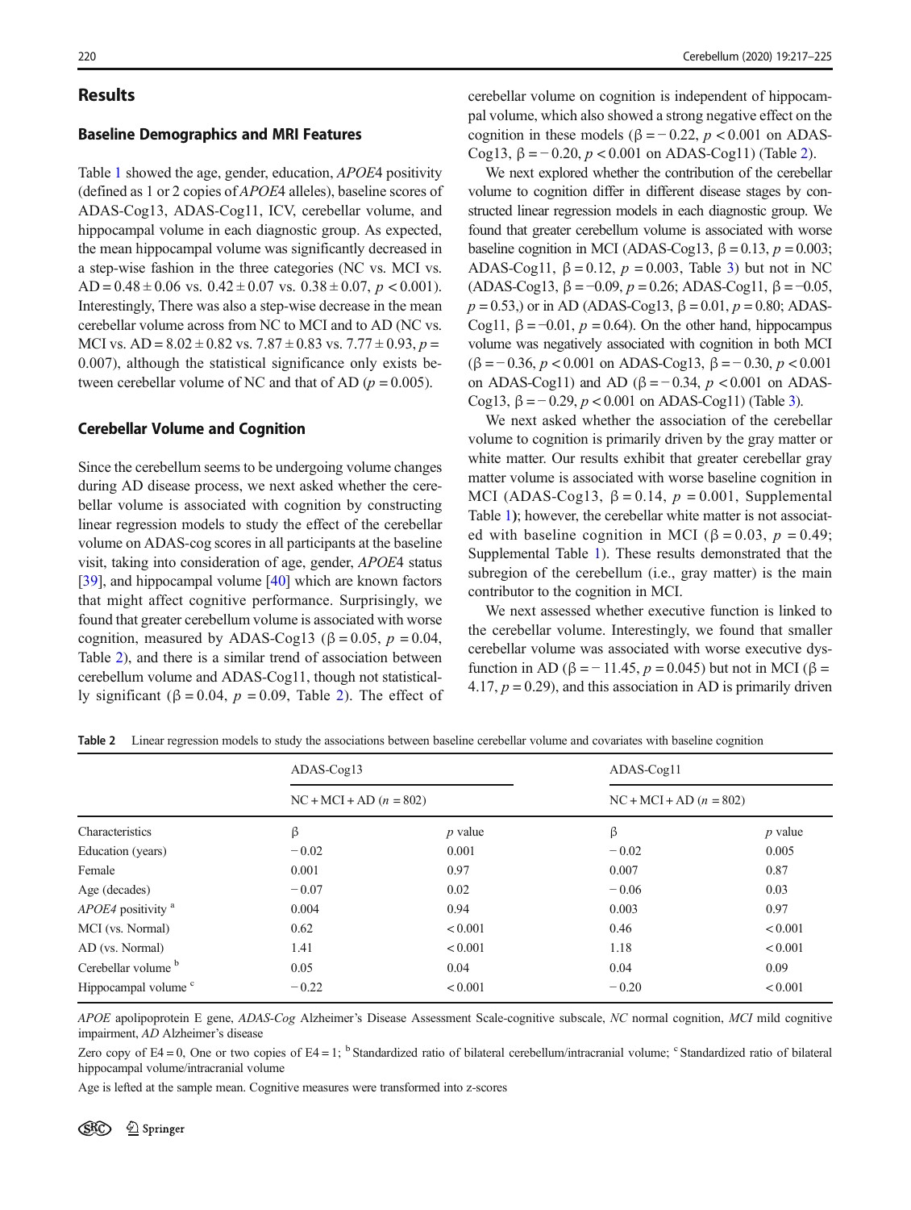## Results

### Baseline Demographics and MRI Features

Table 1 showed the age, gender, education, *APOE*4 positivity (defined as 1 or 2 copies of *APOE*4 alleles), baseline scores of ADAS-Cog13, ADAS-Cog11, ICV, cerebellar volume, and hippocampal volume in each diagnostic group. As expected, the mean hippocampal volume was significantly decreased in a step-wise fashion in the three categories (NC vs. MCI vs. AD = 0.48 ± 0.06 vs. 0.42 ± 0.07 vs. 0.38 ± 0.07, $p < 0.001$). Interestingly, There was also a step-wise decrease in the mean cerebellar volume across from NC to MCI and to AD (NC vs. MCI vs. AD = 8.02 ± 0.82 vs. 7.87 ± 0.83 vs. 7.77 ± 0.93, $p = 0.007$), although the statistical significance only exists between cerebellar volume of NC and that of AD ($p = 0.005$).

### Cerebellar Volume and Cognition

Since the cerebellum seems to be undergoing volume changes during AD disease process, we next asked whether the cerebellar volume is associated with cognition by constructing linear regression models to study the effect of the cerebellar volume on ADAS-cog scores in all participants at the baseline visit, taking into consideration of age, gender, *APOE*4 status [39], and hippocampal volume [40] which are known factors that might affect cognitive performance. Surprisingly, we found that greater cerebellum volume is associated with worse cognition, measured by ADAS-Cog13 ($\beta = 0.05$, $p = 0.04$, Table 2), and there is a similar trend of association between cerebellum volume and ADAS-Cog11, though not statistically significant ($\beta = 0.04$, $p = 0.09$, Table 2). The effect of cerebellar volume on cognition is independent of hippocampal volume, which also showed a strong negative effect on the cognition in these models ($\beta = -0.22$, $p < 0.001$ on ADAS-Cog13, $\beta = -0.20$, $p < 0.001$ on ADAS-Cog11) (Table 2).

We next explored whether the contribution of the cerebellar volume to cognition differ in different disease stages by constructed linear regression models in each diagnostic group. We found that greater cerebellum volume is associated with worse baseline cognition in MCI (ADAS-Cog13, $\beta = 0.13$, $p = 0.003$; ADAS-Cog11, $\beta = 0.12$, $p = 0.003$, Table 3) but not in NC (ADAS-Cog13, $\beta = -0.09$, $p = 0.26$; ADAS-Cog11, $\beta = -0.05$, $p = 0.53$,) or in AD (ADAS-Cog13, $\beta = 0.01$, $p = 0.80$; ADAS-Cog11, $\beta = -0.01$, $p = 0.64$). On the other hand, hippocampus volume was negatively associated with cognition in both MCI ($\beta = -0.36$, $p < 0.001$ on ADAS-Cog13, $\beta = -0.30$, $p < 0.001$ on ADAS-Cog11) and AD ($\beta = -0.34$, $p < 0.001$ on ADAS-Cog13, $\beta = -0.29$, $p < 0.001$ on ADAS-Cog11) (Table 3).

We next asked whether the association of the cerebellar volume to cognition is primarily driven by the gray matter or white matter. Our results exhibit that greater cerebellar gray matter volume is associated with worse baseline cognition in MCI (ADAS-Cog13, $\beta = 0.14$, $p = 0.001$, Supplemental Table 1); however, the cerebellar white matter is not associated with baseline cognition in MCI ($\beta = 0.03$, $p = 0.49$; Supplemental Table 1). These results demonstrated that the subregion of the cerebellum (i.e., gray matter) is the main contributor to the cognition in MCI.

We next assessed whether executive function is linked to the cerebellar volume. Interestingly, we found that smaller cerebellar volume was associated with worse executive dysfunction in AD ($\beta = -11.45$, $p = 0.045$) but not in MCI ($\beta = 4.17$, $p = 0.29$), and this association in AD is primarily driven

**Table 2** Linear regression models to study the associations between baseline cerebellar volume and covariates with baseline cognition

| | ADAS-Cog13 | | ADAS-Cog11 | |
|---|---|---|---|---|
| | NC + MCI + AD ($n$ = 802) | | NC + MCI + AD ($n$ = 802) | |
| Characteristics | β | *p* value | β | *p* value |
| Education (years) | − 0.02 | 0.001 | − 0.02 | 0.005 |
| Female | 0.001 | 0.97 | 0.007 | 0.87 |
| Age (decades) | − 0.07 | 0.02 | − 0.06 | 0.03 |
| *APOE4* positivity [a] | 0.004 | 0.94 | 0.003 | 0.97 |
| MCI (vs. Normal) | 0.62 | < 0.001 | 0.46 | < 0.001 |
| AD (vs. Normal) | 1.41 | < 0.001 | 1.18 | < 0.001 |
| Cerebellar volume [b] | 0.05 | 0.04 | 0.04 | 0.09 |
| Hippocampal volume [c] | − 0.22 | < 0.001 | − 0.20 | < 0.001 |

*APOE* apolipoprotein E gene, *ADAS-Cog* Alzheimer's Disease Assessment Scale-cognitive subscale, *NC* normal cognition, *MCI* mild cognitive impairment, *AD* Alzheimer's disease

Zero copy of E4 = 0, One or two copies of E4 = 1; [b] Standardized ratio of bilateral cerebellum/intracranial volume; [c] Standardized ratio of bilateral hippocampal volume/intracranial volume

Age is lefted at the sample mean. Cognitive measures were transformed into z-scores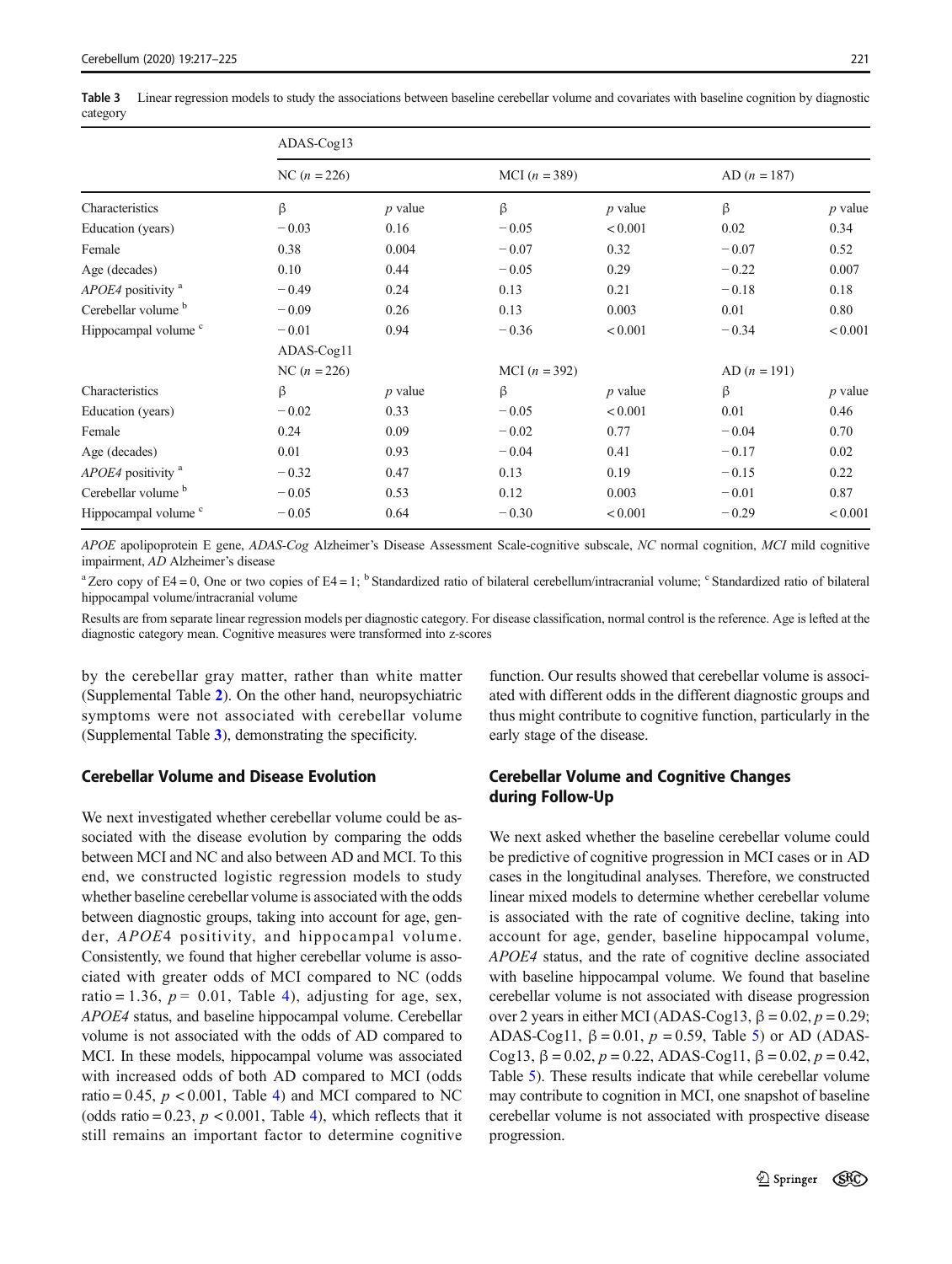**Table 3** Linear regression models to study the associations between baseline cerebellar volume and covariates with baseline cognition by diagnostic category

| | ADAS-Cog13 | | | | | |
|---|---|---|---|---|---|---|
| | NC ($n$ = 226) | | MCI ($n$ = 389) | | AD ($n$ = 187) | |
| Characteristics | β | $p$ value | β | $p$ value | β | $p$ value |
| Education (years) | − 0.03 | 0.16 | − 0.05 | < 0.001 | 0.02 | 0.34 |
| Female | 0.38 | 0.004 | − 0.07 | 0.32 | − 0.07 | 0.52 |
| Age (decades) | 0.10 | 0.44 | − 0.05 | 0.29 | − 0.22 | 0.007 |
| *APOE4* positivity [a] | − 0.49 | 0.24 | 0.13 | 0.21 | − 0.18 | 0.18 |
| Cerebellar volume [b] | − 0.09 | 0.26 | 0.13 | 0.003 | 0.01 | 0.80 |
| Hippocampal volume [c] | − 0.01 | 0.94 | − 0.36 | < 0.001 | − 0.34 | < 0.001 |
| | ADAS-Cog11 | | | | | |
| | NC ($n$ = 226) | | MCI ($n$ = 392) | | AD ($n$ = 191) | |
| Characteristics | β | $p$ value | β | $p$ value | β | $p$ value |
| Education (years) | − 0.02 | 0.33 | − 0.05 | < 0.001 | 0.01 | 0.46 |
| Female | 0.24 | 0.09 | − 0.02 | 0.77 | − 0.04 | 0.70 |
| Age (decades) | 0.01 | 0.93 | − 0.04 | 0.41 | − 0.17 | 0.02 |
| *APOE4* positivity [a] | − 0.32 | 0.47 | 0.13 | 0.19 | − 0.15 | 0.22 |
| Cerebellar volume [b] | − 0.05 | 0.53 | 0.12 | 0.003 | − 0.01 | 0.87 |
| Hippocampal volume [c] | − 0.05 | 0.64 | − 0.30 | < 0.001 | − 0.29 | < 0.001 |

*APOE* apolipoprotein E gene, *ADAS-Cog* Alzheimer's Disease Assessment Scale-cognitive subscale, *NC* normal cognition, *MCI* mild cognitive impairment, *AD* Alzheimer's disease

[a] Zero copy of E4 = 0, One or two copies of E4 = 1; [b] Standardized ratio of bilateral cerebellum/intracranial volume; [c] Standardized ratio of bilateral hippocampal volume/intracranial volume

Results are from separate linear regression models per diagnostic category. For disease classification, normal control is the reference. Age is lefted at the diagnostic category mean. Cognitive measures were transformed into z-scores

by the cerebellar gray matter, rather than white matter (Supplemental Table 2). On the other hand, neuropsychiatric symptoms were not associated with cerebellar volume (Supplemental Table 3), demonstrating the specificity.

### Cerebellar Volume and Disease Evolution

We next investigated whether cerebellar volume could be associated with the disease evolution by comparing the odds between MCI and NC and also between AD and MCI. To this end, we constructed logistic regression models to study whether baseline cerebellar volume is associated with the odds between diagnostic groups, taking into account for age, gender, *APOE*4 positivity, and hippocampal volume. Consistently, we found that higher cerebellar volume is associated with greater odds of MCI compared to NC (odds ratio = 1.36, $p$ = 0.01, Table 4), adjusting for age, sex, *APOE4* status, and baseline hippocampal volume. Cerebellar volume is not associated with the odds of AD compared to MCI. In these models, hippocampal volume was associated with increased odds of both AD compared to MCI (odds ratio = 0.45, $p$ < 0.001, Table 4) and MCI compared to NC (odds ratio = 0.23, $p$ < 0.001, Table 4), which reflects that it still remains an important factor to determine cognitive function. Our results showed that cerebellar volume is associated with different odds in the different diagnostic groups and thus might contribute to cognitive function, particularly in the early stage of the disease.

### Cerebellar Volume and Cognitive Changes during Follow-Up

We next asked whether the baseline cerebellar volume could be predictive of cognitive progression in MCI cases or in AD cases in the longitudinal analyses. Therefore, we constructed linear mixed models to determine whether cerebellar volume is associated with the rate of cognitive decline, taking into account for age, gender, baseline hippocampal volume, *APOE4* status, and the rate of cognitive decline associated with baseline hippocampal volume. We found that baseline cerebellar volume is not associated with disease progression over 2 years in either MCI (ADAS-Cog13, β = 0.02, $p$ = 0.29; ADAS-Cog11, β = 0.01, $p$ = 0.59, Table 5) or AD (ADAS-Cog13, β = 0.02, $p$ = 0.22, ADAS-Cog11, β = 0.02, $p$ = 0.42, Table 5). These results indicate that while cerebellar volume may contribute to cognition in MCI, one snapshot of baseline cerebellar volume is not associated with prospective disease progression.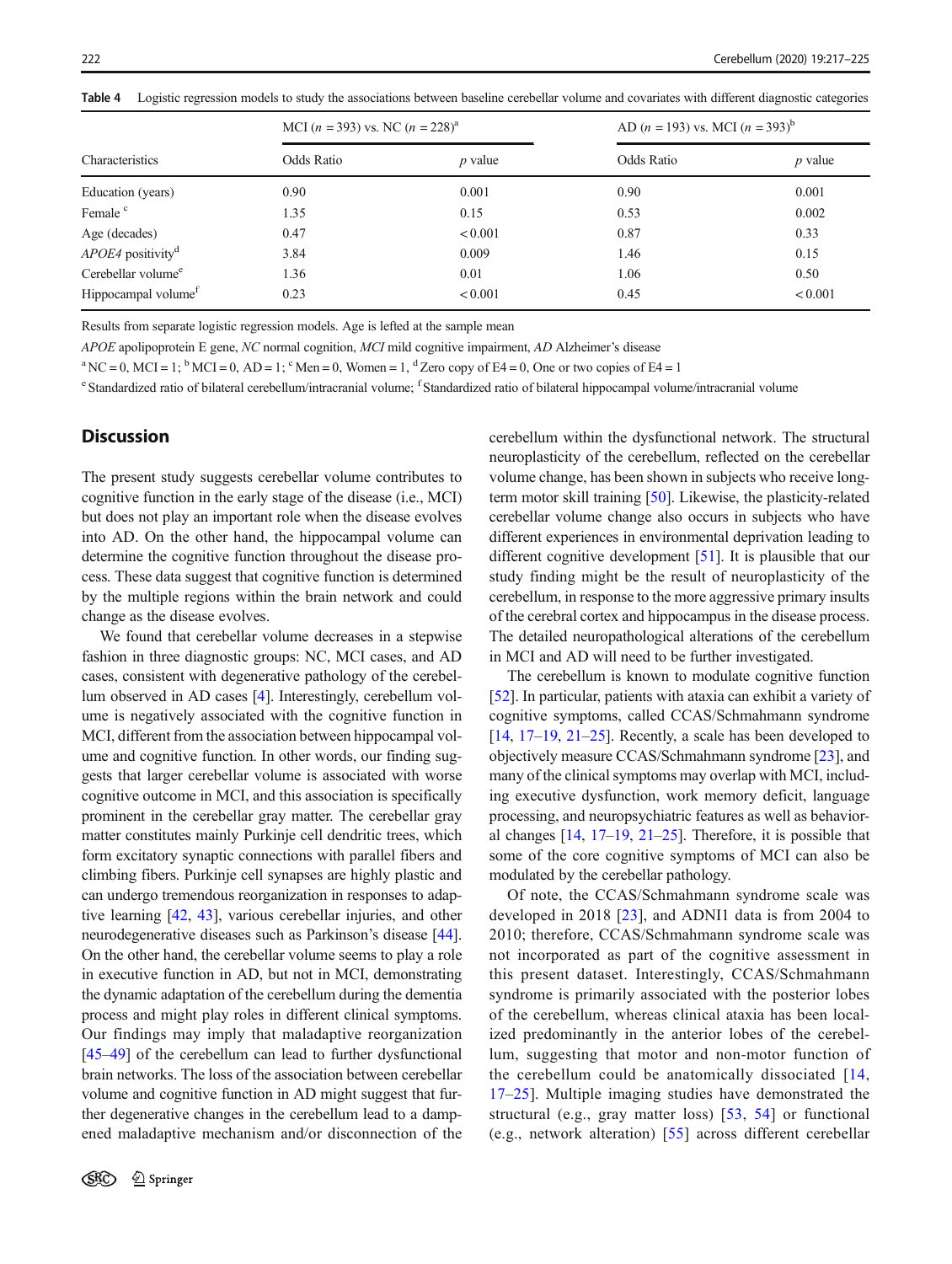Table 4 Logistic regression models to study the associations between baseline cerebellar volume and covariates with different diagnostic categories

| Characteristics | MCI ($n$ = 393) vs. NC ($n$ = 228)[a] | | AD ($n$ = 193) vs. MCI ($n$ = 393)[b] | |
|---|---|---|---|---|
| | Odds Ratio | *p* value | Odds Ratio | *p* value |
| Education (years) | 0.90 | 0.001 | 0.90 | 0.001 |
| Female [c] | 1.35 | 0.15 | 0.53 | 0.002 |
| Age (decades) | 0.47 | < 0.001 | 0.87 | 0.33 |
| *APOE4* positivity[d] | 3.84 | 0.009 | 1.46 | 0.15 |
| Cerebellar volume[e] | 1.36 | 0.01 | 1.06 | 0.50 |
| Hippocampal volume[f] | 0.23 | < 0.001 | 0.45 | < 0.001 |

Results from separate logistic regression models. Age is lefted at the sample mean

*APOE* apolipoprotein E gene, *NC* normal cognition, *MCI* mild cognitive impairment, *AD* Alzheimer's disease

[a] NC = 0, MCI = 1; [b] MCI = 0, AD = 1; [c] Men = 0, Women = 1, [d] Zero copy of E4 = 0, One or two copies of E4 = 1

[e] Standardized ratio of bilateral cerebellum/intracranial volume; [f] Standardized ratio of bilateral hippocampal volume/intracranial volume

## Discussion

The present study suggests cerebellar volume contributes to cognitive function in the early stage of the disease (i.e., MCI) but does not play an important role when the disease evolves into AD. On the other hand, the hippocampal volume can determine the cognitive function throughout the disease process. These data suggest that cognitive function is determined by the multiple regions within the brain network and could change as the disease evolves.

We found that cerebellar volume decreases in a stepwise fashion in three diagnostic groups: NC, MCI cases, and AD cases, consistent with degenerative pathology of the cerebellum observed in AD cases [4]. Interestingly, cerebellum volume is negatively associated with the cognitive function in MCI, different from the association between hippocampal volume and cognitive function. In other words, our finding suggests that larger cerebellar volume is associated with worse cognitive outcome in MCI, and this association is specifically prominent in the cerebellar gray matter. The cerebellar gray matter constitutes mainly Purkinje cell dendritic trees, which form excitatory synaptic connections with parallel fibers and climbing fibers. Purkinje cell synapses are highly plastic and can undergo tremendous reorganization in responses to adaptive learning [42, 43], various cerebellar injuries, and other neurodegenerative diseases such as Parkinson's disease [44]. On the other hand, the cerebellar volume seems to play a role in executive function in AD, but not in MCI, demonstrating the dynamic adaptation of the cerebellum during the dementia process and might play roles in different clinical symptoms. Our findings may imply that maladaptive reorganization [45–49] of the cerebellum can lead to further dysfunctional brain networks. The loss of the association between cerebellar volume and cognitive function in AD might suggest that further degenerative changes in the cerebellum lead to a dampened maladaptive mechanism and/or disconnection of the cerebellum within the dysfunctional network. The structural neuroplasticity of the cerebellum, reflected on the cerebellar volume change, has been shown in subjects who receive long-term motor skill training [50]. Likewise, the plasticity-related cerebellar volume change also occurs in subjects who have different experiences in environmental deprivation leading to different cognitive development [51]. It is plausible that our study finding might be the result of neuroplasticity of the cerebellum, in response to the more aggressive primary insults of the cerebral cortex and hippocampus in the disease process. The detailed neuropathological alterations of the cerebellum in MCI and AD will need to be further investigated.

The cerebellum is known to modulate cognitive function [52]. In particular, patients with ataxia can exhibit a variety of cognitive symptoms, called CCAS/Schmahmann syndrome [14, 17–19, 21–25]. Recently, a scale has been developed to objectively measure CCAS/Schmahmann syndrome [23], and many of the clinical symptoms may overlap with MCI, including executive dysfunction, work memory deficit, language processing, and neuropsychiatric features as well as behavioral changes [14, 17–19, 21–25]. Therefore, it is possible that some of the core cognitive symptoms of MCI can also be modulated by the cerebellar pathology.

Of note, the CCAS/Schmahmann syndrome scale was developed in 2018 [23], and ADNI1 data is from 2004 to 2010; therefore, CCAS/Schmahmann syndrome scale was not incorporated as part of the cognitive assessment in this present dataset. Interestingly, CCAS/Schmahmann syndrome is primarily associated with the posterior lobes of the cerebellum, whereas clinical ataxia has been localized predominantly in the anterior lobes of the cerebellum, suggesting that motor and non-motor function of the cerebellum could be anatomically dissociated [14, 17–25]. Multiple imaging studies have demonstrated the structural (e.g., gray matter loss) [53, 54] or functional (e.g., network alteration) [55] across different cerebellar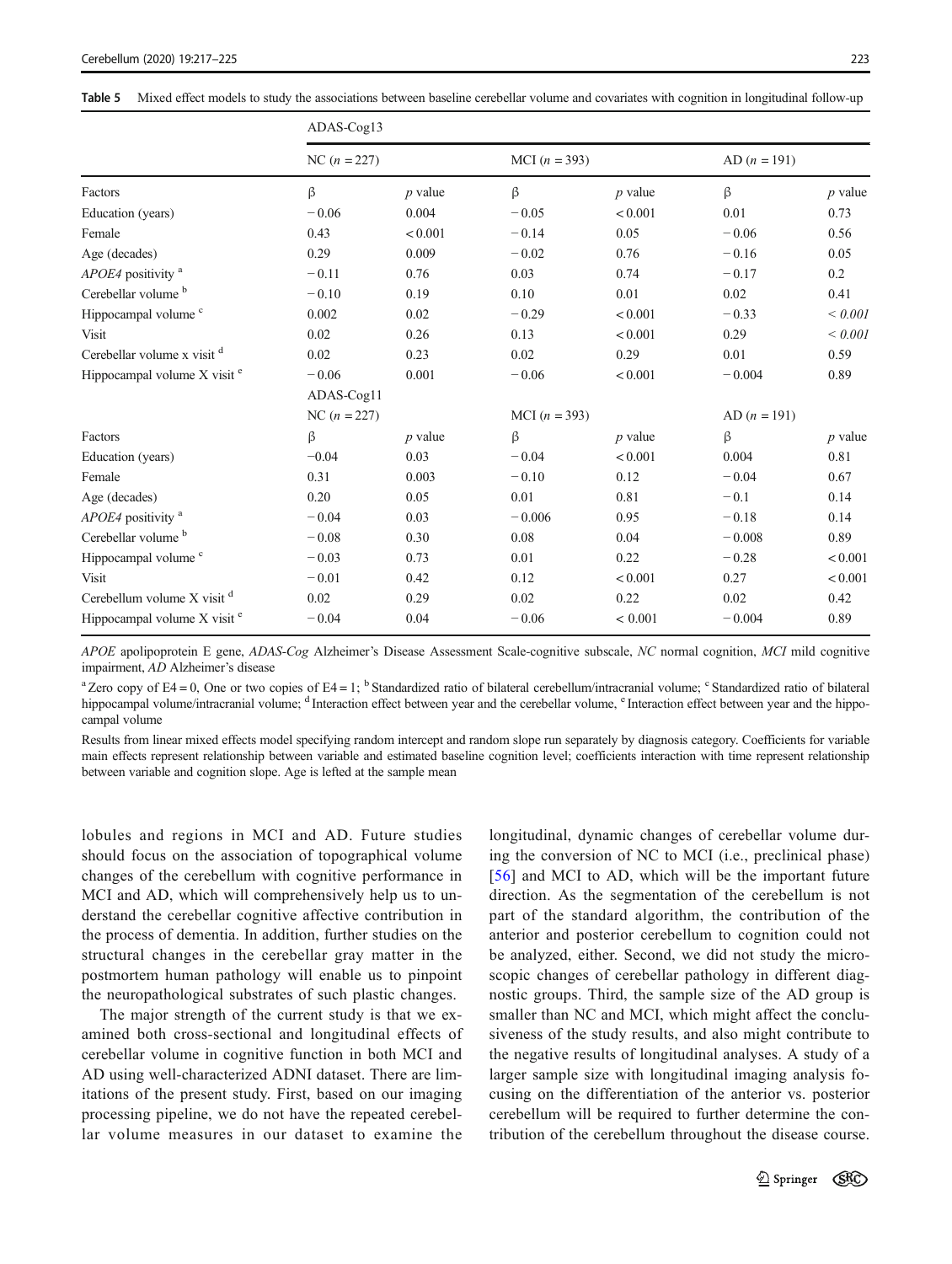**Table 5** Mixed effect models to study the associations between baseline cerebellar volume and covariates with cognition in longitudinal follow-up

| | ADAS-Cog13 | | | | | |
|---|---|---|---|---|---|---|
| | NC (*n* = 227) | | MCI (*n* = 393) | | AD (*n* = 191) | |
| Factors | β | *p* value | β | *p* value | β | *p* value |
| Education (years) | − 0.06 | 0.004 | − 0.05 | < 0.001 | 0.01 | 0.73 |
| Female | 0.43 | < 0.001 | − 0.14 | 0.05 | − 0.06 | 0.56 |
| Age (decades) | 0.29 | 0.009 | − 0.02 | 0.76 | − 0.16 | 0.05 |
| *APOE4* positivity [a] | − 0.11 | 0.76 | 0.03 | 0.74 | − 0.17 | 0.2 |
| Cerebellar volume [b] | − 0.10 | 0.19 | 0.10 | 0.01 | 0.02 | 0.41 |
| Hippocampal volume [c] | 0.002 | 0.02 | − 0.29 | < 0.001 | − 0.33 | *< 0.001* |
| Visit | 0.02 | 0.26 | 0.13 | < 0.001 | 0.29 | *< 0.001* |
| Cerebellar volume x visit [d] | 0.02 | 0.23 | 0.02 | 0.29 | 0.01 | 0.59 |
| Hippocampal volume X visit [e] | − 0.06 | 0.001 | − 0.06 | < 0.001 | − 0.004 | 0.89 |
| | ADAS-Cog11 | | | | | |
| | NC (*n* = 227) | | MCI (*n* = 393) | | AD (*n* = 191) | |
| Factors | β | *p* value | β | *p* value | β | *p* value |
| Education (years) | −0.04 | 0.03 | − 0.04 | < 0.001 | 0.004 | 0.81 |
| Female | 0.31 | 0.003 | − 0.10 | 0.12 | − 0.04 | 0.67 |
| Age (decades) | 0.20 | 0.05 | 0.01 | 0.81 | − 0.1 | 0.14 |
| *APOE4* positivity [a] | − 0.04 | 0.03 | − 0.006 | 0.95 | − 0.18 | 0.14 |
| Cerebellar volume [b] | − 0.08 | 0.30 | 0.08 | 0.04 | − 0.008 | 0.89 |
| Hippocampal volume [c] | − 0.03 | 0.73 | 0.01 | 0.22 | − 0.28 | < 0.001 |
| Visit | − 0.01 | 0.42 | 0.12 | < 0.001 | 0.27 | < 0.001 |
| Cerebellum volume X visit [d] | 0.02 | 0.29 | 0.02 | 0.22 | 0.02 | 0.42 |
| Hippocampal volume X visit [e] | − 0.04 | 0.04 | − 0.06 | < 0.001 | − 0.004 | 0.89 |

*APOE* apolipoprotein E gene, *ADAS-Cog* Alzheimer's Disease Assessment Scale-cognitive subscale, *NC* normal cognition, *MCI* mild cognitive impairment, *AD* Alzheimer's disease

[a] Zero copy of E4 = 0, One or two copies of E4 = 1; [b] Standardized ratio of bilateral cerebellum/intracranial volume; [c] Standardized ratio of bilateral hippocampal volume/intracranial volume; [d] Interaction effect between year and the cerebellar volume, [e] Interaction effect between year and the hippocampal volume

Results from linear mixed effects model specifying random intercept and random slope run separately by diagnosis category. Coefficients for variable main effects represent relationship between variable and estimated baseline cognition level; coefficients interaction with time represent relationship between variable and cognition slope. Age is lefted at the sample mean

lobules and regions in MCI and AD. Future studies should focus on the association of topographical volume changes of the cerebellum with cognitive performance in MCI and AD, which will comprehensively help us to understand the cerebellar cognitive affective contribution in the process of dementia. In addition, further studies on the structural changes in the cerebellar gray matter in the postmortem human pathology will enable us to pinpoint the neuropathological substrates of such plastic changes.

The major strength of the current study is that we examined both cross-sectional and longitudinal effects of cerebellar volume in cognitive function in both MCI and AD using well-characterized ADNI dataset. There are limitations of the present study. First, based on our imaging processing pipeline, we do not have the repeated cerebellar volume measures in our dataset to examine the longitudinal, dynamic changes of cerebellar volume during the conversion of NC to MCI (i.e., preclinical phase) [56] and MCI to AD, which will be the important future direction. As the segmentation of the cerebellum is not part of the standard algorithm, the contribution of the anterior and posterior cerebellum to cognition could not be analyzed, either. Second, we did not study the microscopic changes of cerebellar pathology in different diagnostic groups. Third, the sample size of the AD group is smaller than NC and MCI, which might affect the conclusiveness of the study results, and also might contribute to the negative results of longitudinal analyses. A study of a larger sample size with longitudinal imaging analysis focusing on the differentiation of the anterior vs. posterior cerebellum will be required to further determine the contribution of the cerebellum throughout the disease course.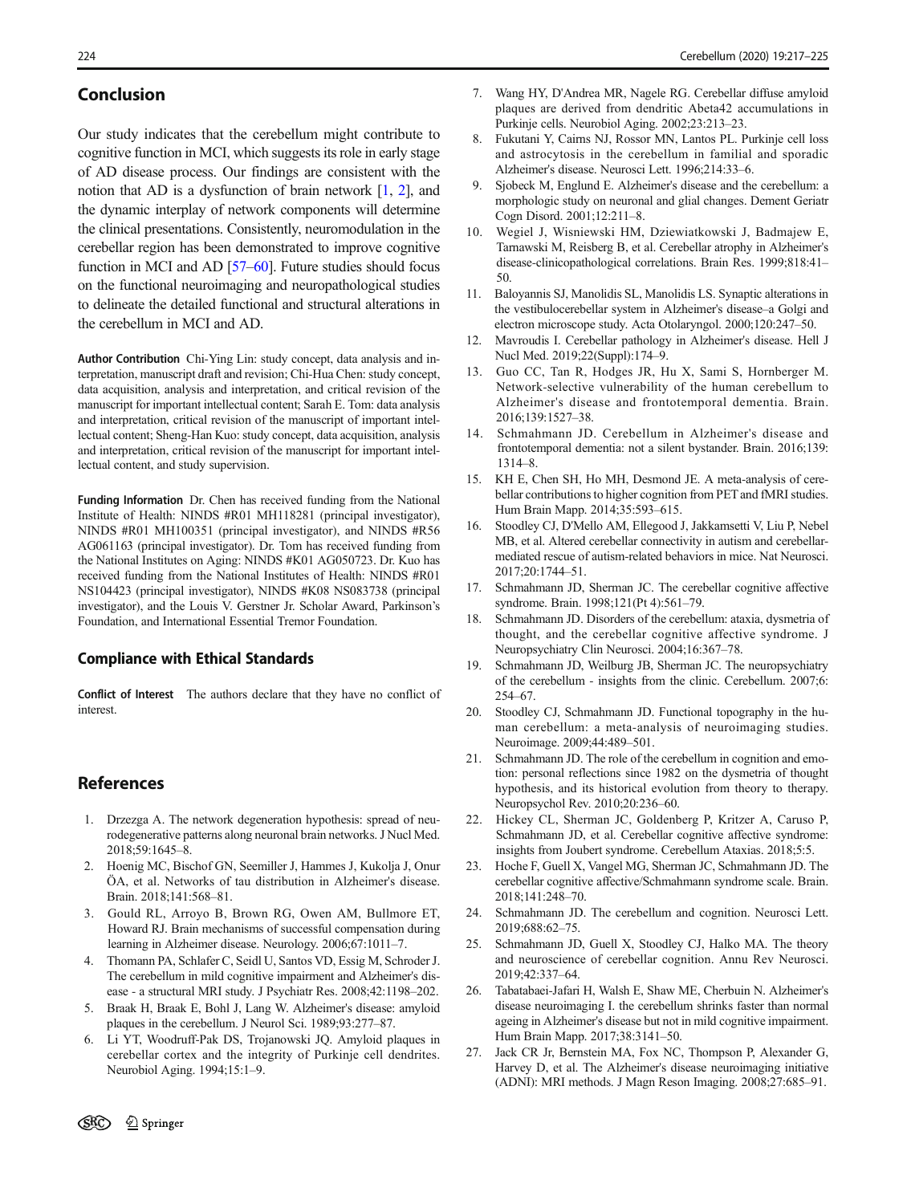## Conclusion

Our study indicates that the cerebellum might contribute to cognitive function in MCI, which suggests its role in early stage of AD disease process. Our findings are consistent with the notion that AD is a dysfunction of brain network [1, 2], and the dynamic interplay of network components will determine the clinical presentations. Consistently, neuromodulation in the cerebellar region has been demonstrated to improve cognitive function in MCI and AD [57–60]. Future studies should focus on the functional neuroimaging and neuropathological studies to delineate the detailed functional and structural alterations in the cerebellum in MCI and AD.

**Author Contribution** Chi-Ying Lin: study concept, data analysis and interpretation, manuscript draft and revision; Chi-Hua Chen: study concept, data acquisition, analysis and interpretation, and critical revision of the manuscript for important intellectual content; Sarah E. Tom: data analysis and interpretation, critical revision of the manuscript of important intellectual content; Sheng-Han Kuo: study concept, data acquisition, analysis and interpretation, critical revision of the manuscript for important intellectual content, and study supervision.

**Funding Information** Dr. Chen has received funding from the National Institute of Health: NINDS #R01 MH118281 (principal investigator), NINDS #R01 MH100351 (principal investigator), and NINDS #R56 AG061163 (principal investigator). Dr. Tom has received funding from the National Institutes on Aging: NINDS #K01 AG050723. Dr. Kuo has received funding from the National Institutes of Health: NINDS #R01 NS104423 (principal investigator), NINDS #K08 NS083738 (principal investigator), and the Louis V. Gerstner Jr. Scholar Award, Parkinson's Foundation, and International Essential Tremor Foundation.

## Compliance with Ethical Standards

**Conflict of Interest** The authors declare that they have no conflict of interest.

## References

1. Drzezga A. The network degeneration hypothesis: spread of neurodegenerative patterns along neuronal brain networks. J Nucl Med. 2018;59:1645–8.
2. Hoenig MC, Bischof GN, Seemiller J, Hammes J, Kukolja J, Onur ÖA, et al. Networks of tau distribution in Alzheimer's disease. Brain. 2018;141:568–81.
3. Gould RL, Arroyo B, Brown RG, Owen AM, Bullmore ET, Howard RJ. Brain mechanisms of successful compensation during learning in Alzheimer disease. Neurology. 2006;67:1011–7.
4. Thomann PA, Schlafer C, Seidl U, Santos VD, Essig M, Schroder J. The cerebellum in mild cognitive impairment and Alzheimer's disease - a structural MRI study. J Psychiatr Res. 2008;42:1198–202.
5. Braak H, Braak E, Bohl J, Lang W. Alzheimer's disease: amyloid plaques in the cerebellum. J Neurol Sci. 1989;93:277–87.
6. Li YT, Woodruff-Pak DS, Trojanowski JQ. Amyloid plaques in cerebellar cortex and the integrity of Purkinje cell dendrites. Neurobiol Aging. 1994;15:1–9.
7. Wang HY, D'Andrea MR, Nagele RG. Cerebellar diffuse amyloid plaques are derived from dendritic Abeta42 accumulations in Purkinje cells. Neurobiol Aging. 2002;23:213–23.
8. Fukutani Y, Cairns NJ, Rossor MN, Lantos PL. Purkinje cell loss and astrocytosis in the cerebellum in familial and sporadic Alzheimer's disease. Neurosci Lett. 1996;214:33–6.
9. Sjobeck M, Englund E. Alzheimer's disease and the cerebellum: a morphologic study on neuronal and glial changes. Dement Geriatr Cogn Disord. 2001;12:211–8.
10. Wegiel J, Wisniewski HM, Dziewiatkowski J, Badmajew E, Tarnawski M, Reisberg B, et al. Cerebellar atrophy in Alzheimer's disease-clinicopathological correlations. Brain Res. 1999;818:41–50.
11. Baloyannis SJ, Manolidis SL, Manolidis LS. Synaptic alterations in the vestibulocerebellar system in Alzheimer's disease–a Golgi and electron microscope study. Acta Otolaryngol. 2000;120:247–50.
12. Mavroudis I. Cerebellar pathology in Alzheimer's disease. Hell J Nucl Med. 2019;22(Suppl):174–9.
13. Guo CC, Tan R, Hodges JR, Hu X, Sami S, Hornberger M. Network-selective vulnerability of the human cerebellum to Alzheimer's disease and frontotemporal dementia. Brain. 2016;139:1527–38.
14. Schmahmann JD. Cerebellum in Alzheimer's disease and frontotemporal dementia: not a silent bystander. Brain. 2016;139:1314–8.
15. KH E, Chen SH, Ho MH, Desmond JE. A meta-analysis of cerebellar contributions to higher cognition from PET and fMRI studies. Hum Brain Mapp. 2014;35:593–615.
16. Stoodley CJ, D'Mello AM, Ellegood J, Jakkamsetti V, Liu P, Nebel MB, et al. Altered cerebellar connectivity in autism and cerebellar-mediated rescue of autism-related behaviors in mice. Nat Neurosci. 2017;20:1744–51.
17. Schmahmann JD, Sherman JC. The cerebellar cognitive affective syndrome. Brain. 1998;121(Pt 4):561–79.
18. Schmahmann JD. Disorders of the cerebellum: ataxia, dysmetria of thought, and the cerebellar cognitive affective syndrome. J Neuropsychiatry Clin Neurosci. 2004;16:367–78.
19. Schmahmann JD, Weilburg JB, Sherman JC. The neuropsychiatry of the cerebellum - insights from the clinic. Cerebellum. 2007;6:254–67.
20. Stoodley CJ, Schmahmann JD. Functional topography in the human cerebellum: a meta-analysis of neuroimaging studies. Neuroimage. 2009;44:489–501.
21. Schmahmann JD. The role of the cerebellum in cognition and emotion: personal reflections since 1982 on the dysmetria of thought hypothesis, and its historical evolution from theory to therapy. Neuropsychol Rev. 2010;20:236–60.
22. Hickey CL, Sherman JC, Goldenberg P, Kritzer A, Caruso P, Schmahmann JD, et al. Cerebellar cognitive affective syndrome: insights from Joubert syndrome. Cerebellum Ataxias. 2018;5:5.
23. Hoche F, Guell X, Vangel MG, Sherman JC, Schmahmann JD. The cerebellar cognitive affective/Schmahmann syndrome scale. Brain. 2018;141:248–70.
24. Schmahmann JD. The cerebellum and cognition. Neurosci Lett. 2019;688:62–75.
25. Schmahmann JD, Guell X, Stoodley CJ, Halko MA. The theory and neuroscience of cerebellar cognition. Annu Rev Neurosci. 2019;42:337–64.
26. Tabatabaei-Jafari H, Walsh E, Shaw ME, Cherbuin N. Alzheimer's disease neuroimaging I. the cerebellum shrinks faster than normal ageing in Alzheimer's disease but not in mild cognitive impairment. Hum Brain Mapp. 2017;38:3141–50.
27. Jack CR Jr, Bernstein MA, Fox NC, Thompson P, Alexander G, Harvey D, et al. The Alzheimer's disease neuroimaging initiative (ADNI): MRI methods. J Magn Reson Imaging. 2008;27:685–91.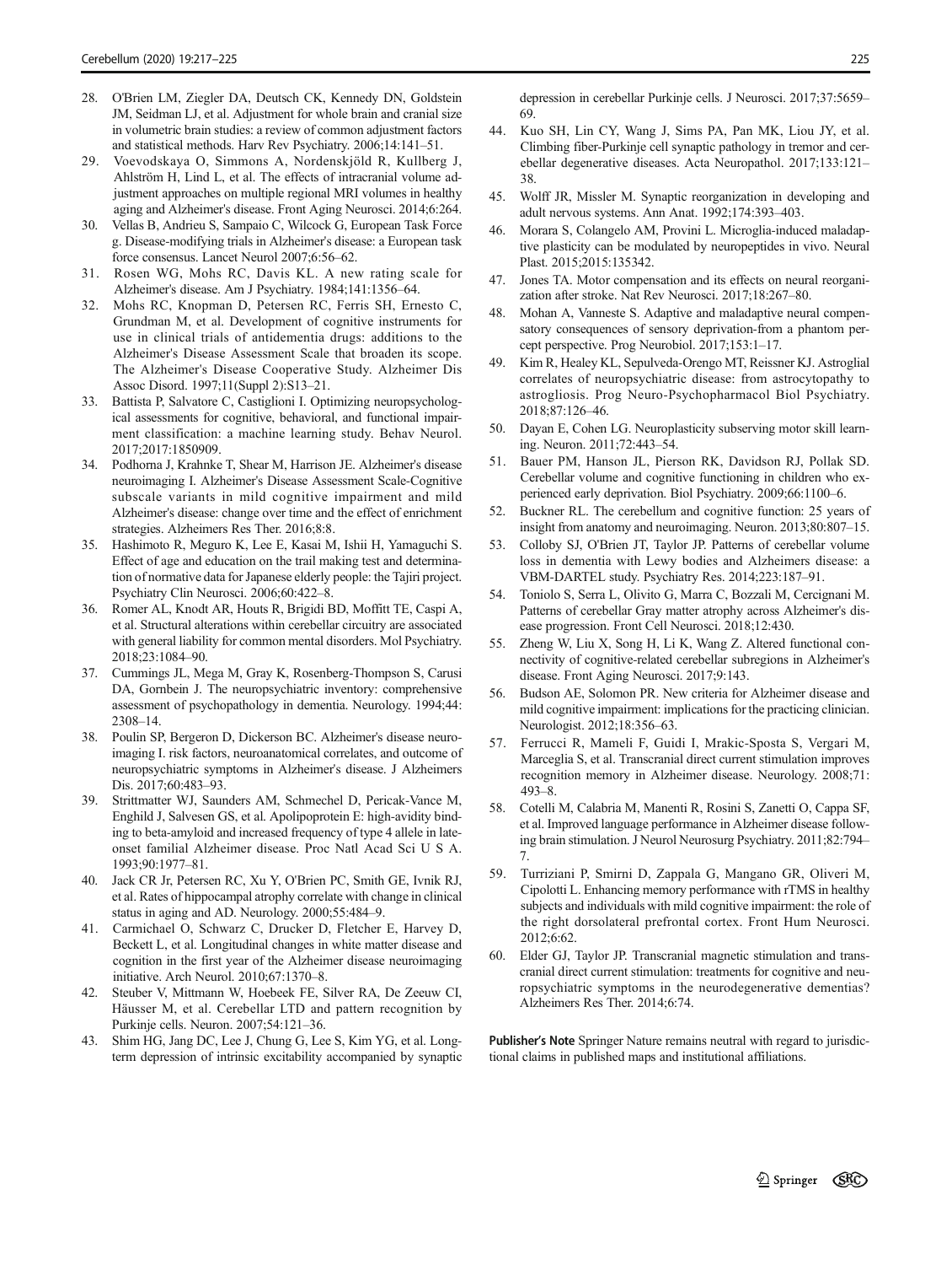28. O'Brien LM, Ziegler DA, Deutsch CK, Kennedy DN, Goldstein JM, Seidman LJ, et al. Adjustment for whole brain and cranial size in volumetric brain studies: a review of common adjustment factors and statistical methods. Harv Rev Psychiatry. 2006;14:141–51.
29. Voevodskaya O, Simmons A, Nordenskjöld R, Kullberg J, Ahlström H, Lind L, et al. The effects of intracranial volume adjustment approaches on multiple regional MRI volumes in healthy aging and Alzheimer's disease. Front Aging Neurosci. 2014;6:264.
30. Vellas B, Andrieu S, Sampaio C, Wilcock G, European Task Force g. Disease-modifying trials in Alzheimer's disease: a European task force consensus. Lancet Neurol 2007;6:56–62.
31. Rosen WG, Mohs RC, Davis KL. A new rating scale for Alzheimer's disease. Am J Psychiatry. 1984;141:1356–64.
32. Mohs RC, Knopman D, Petersen RC, Ferris SH, Ernesto C, Grundman M, et al. Development of cognitive instruments for use in clinical trials of antidementia drugs: additions to the Alzheimer's Disease Assessment Scale that broaden its scope. The Alzheimer's Disease Cooperative Study. Alzheimer Dis Assoc Disord. 1997;11(Suppl 2):S13–21.
33. Battista P, Salvatore C, Castiglioni I. Optimizing neuropsychological assessments for cognitive, behavioral, and functional impairment classification: a machine learning study. Behav Neurol. 2017;2017:1850909.
34. Podhorna J, Krahnke T, Shear M, Harrison JE. Alzheimer's disease neuroimaging I. Alzheimer's Disease Assessment Scale-Cognitive subscale variants in mild cognitive impairment and mild Alzheimer's disease: change over time and the effect of enrichment strategies. Alzheimers Res Ther. 2016;8:8.
35. Hashimoto R, Meguro K, Lee E, Kasai M, Ishii H, Yamaguchi S. Effect of age and education on the trail making test and determination of normative data for Japanese elderly people: the Tajiri project. Psychiatry Clin Neurosci. 2006;60:422–8.
36. Romer AL, Knodt AR, Houts R, Brigidi BD, Moffitt TE, Caspi A, et al. Structural alterations within cerebellar circuitry are associated with general liability for common mental disorders. Mol Psychiatry. 2018;23:1084–90.
37. Cummings JL, Mega M, Gray K, Rosenberg-Thompson S, Carusi DA, Gornbein J. The neuropsychiatric inventory: comprehensive assessment of psychopathology in dementia. Neurology. 1994;44: 2308–14.
38. Poulin SP, Bergeron D, Dickerson BC. Alzheimer's disease neuroimaging I. risk factors, neuroanatomical correlates, and outcome of neuropsychiatric symptoms in Alzheimer's disease. J Alzheimers Dis. 2017;60:483–93.
39. Strittmatter WJ, Saunders AM, Schmechel D, Pericak-Vance M, Enghild J, Salvesen GS, et al. Apolipoprotein E: high-avidity binding to beta-amyloid and increased frequency of type 4 allele in late-onset familial Alzheimer disease. Proc Natl Acad Sci U S A. 1993;90:1977–81.
40. Jack CR Jr, Petersen RC, Xu Y, O'Brien PC, Smith GE, Ivnik RJ, et al. Rates of hippocampal atrophy correlate with change in clinical status in aging and AD. Neurology. 2000;55:484–9.
41. Carmichael O, Schwarz C, Drucker D, Fletcher E, Harvey D, Beckett L, et al. Longitudinal changes in white matter disease and cognition in the first year of the Alzheimer disease neuroimaging initiative. Arch Neurol. 2010;67:1370–8.
42. Steuber V, Mittmann W, Hoebeek FE, Silver RA, De Zeeuw CI, Häusser M, et al. Cerebellar LTD and pattern recognition by Purkinje cells. Neuron. 2007;54:121–36.
43. Shim HG, Jang DC, Lee J, Chung G, Lee S, Kim YG, et al. Long-term depression of intrinsic excitability accompanied by synaptic depression in cerebellar Purkinje cells. J Neurosci. 2017;37:5659–69.
44. Kuo SH, Lin CY, Wang J, Sims PA, Pan MK, Liou JY, et al. Climbing fiber-Purkinje cell synaptic pathology in tremor and cerebellar degenerative diseases. Acta Neuropathol. 2017;133:121–38.
45. Wolff JR, Missler M. Synaptic reorganization in developing and adult nervous systems. Ann Anat. 1992;174:393–403.
46. Morara S, Colangelo AM, Provini L. Microglia-induced maladaptive plasticity can be modulated by neuropeptides in vivo. Neural Plast. 2015;2015:135342.
47. Jones TA. Motor compensation and its effects on neural reorganization after stroke. Nat Rev Neurosci. 2017;18:267–80.
48. Mohan A, Vanneste S. Adaptive and maladaptive neural compensatory consequences of sensory deprivation-from a phantom percept perspective. Prog Neurobiol. 2017;153:1–17.
49. Kim R, Healey KL, Sepulveda-Orengo MT, Reissner KJ. Astroglial correlates of neuropsychiatric disease: from astrocytopathy to astrogliosis. Prog Neuro-Psychopharmacol Biol Psychiatry. 2018;87:126–46.
50. Dayan E, Cohen LG. Neuroplasticity subserving motor skill learning. Neuron. 2011;72:443–54.
51. Bauer PM, Hanson JL, Pierson RK, Davidson RJ, Pollak SD. Cerebellar volume and cognitive functioning in children who experienced early deprivation. Biol Psychiatry. 2009;66:1100–6.
52. Buckner RL. The cerebellum and cognitive function: 25 years of insight from anatomy and neuroimaging. Neuron. 2013;80:807–15.
53. Colloby SJ, O'Brien JT, Taylor JP. Patterns of cerebellar volume loss in dementia with Lewy bodies and Alzheimers disease: a VBM-DARTEL study. Psychiatry Res. 2014;223:187–91.
54. Toniolo S, Serra L, Olivito G, Marra C, Bozzali M, Cercignani M. Patterns of cerebellar Gray matter atrophy across Alzheimer's disease progression. Front Cell Neurosci. 2018;12:430.
55. Zheng W, Liu X, Song H, Li K, Wang Z. Altered functional connectivity of cognitive-related cerebellar subregions in Alzheimer's disease. Front Aging Neurosci. 2017;9:143.
56. Budson AE, Solomon PR. New criteria for Alzheimer disease and mild cognitive impairment: implications for the practicing clinician. Neurologist. 2012;18:356–63.
57. Ferrucci R, Mameli F, Guidi I, Mrakic-Sposta S, Vergari M, Marceglia S, et al. Transcranial direct current stimulation improves recognition memory in Alzheimer disease. Neurology. 2008;71: 493–8.
58. Cotelli M, Calabria M, Manenti R, Rosini S, Zanetti O, Cappa SF, et al. Improved language performance in Alzheimer disease following brain stimulation. J Neurol Neurosurg Psychiatry. 2011;82:794–7.
59. Turriziani P, Smirni D, Zappala G, Mangano GR, Oliveri M, Cipolotti L. Enhancing memory performance with rTMS in healthy subjects and individuals with mild cognitive impairment: the role of the right dorsolateral prefrontal cortex. Front Hum Neurosci. 2012;6:62.
60. Elder GJ, Taylor JP. Transcranial magnetic stimulation and transcranial direct current stimulation: treatments for cognitive and neuropsychiatric symptoms in the neurodegenerative dementias? Alzheimers Res Ther. 2014;6:74.

**Publisher's Note** Springer Nature remains neutral with regard to jurisdictional claims in published maps and institutional affiliations.